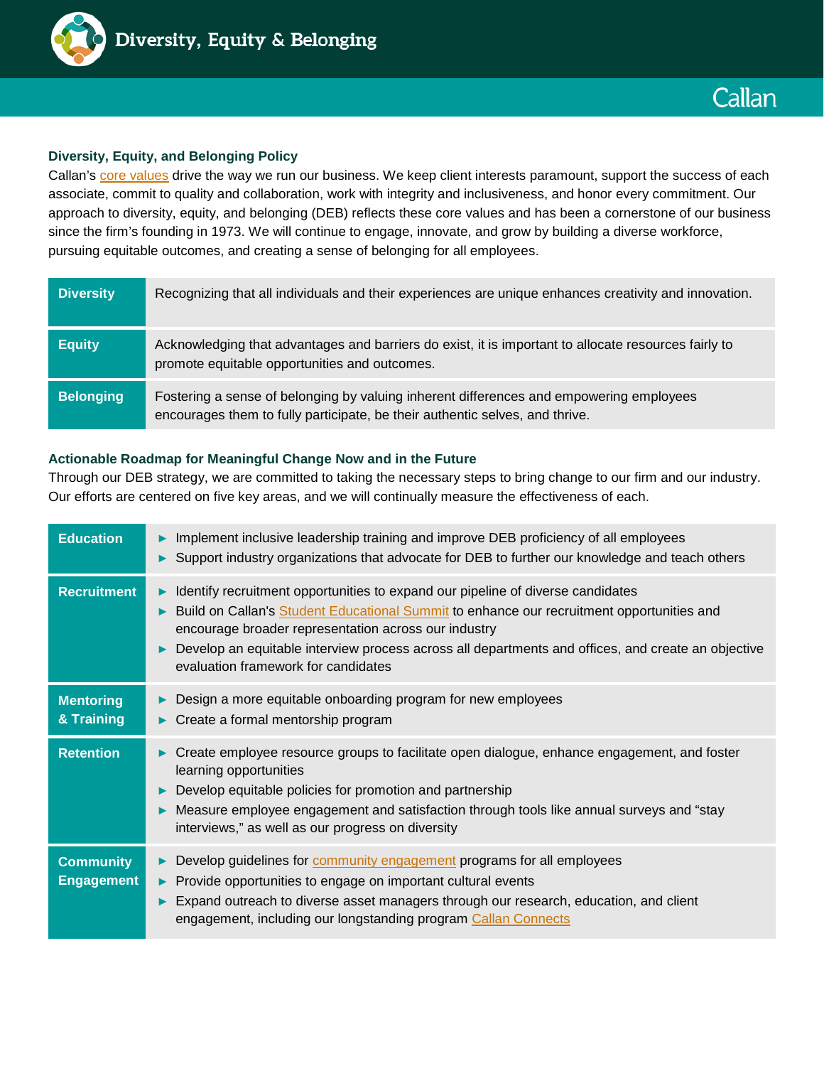# Diversity, Equity & Belonging

Callan

## Diversity, Equity, and Belonging Policy

Callan's core values drive the way we run our business. We keep client interests paramount, support the success of each associate, commit to quality and collaboration, work with integrity and inclusiveness, and honor every commitment. Our approach to diversity, equity, and belonging (DEB) reflects these core values and has been a cornerstone of our business since the firm's founding in 1973. We will continue to engage, innovate, and grow by building a diverse workforce, pursuing equitable outcomes, and creating a sense of belonging for all employees.

| | |
|---|---|
| **Diversity** | Recognizing that all individuals and their experiences are unique enhances creativity and innovation. |
| **Equity** | Acknowledging that advantages and barriers do exist, it is important to allocate resources fairly to promote equitable opportunities and outcomes. |
| **Belonging** | Fostering a sense of belonging by valuing inherent differences and empowering employees encourages them to fully participate, be their authentic selves, and thrive. |

## Actionable Roadmap for Meaningful Change Now and in the Future

Through our DEB strategy, we are committed to taking the necessary steps to bring change to our firm and our industry. Our efforts are centered on five key areas, and we will continually measure the effectiveness of each.

| | |
|---|---|
| **Education** | ► Implement inclusive leadership training and improve DEB proficiency of all employees<br>► Support industry organizations that advocate for DEB to further our knowledge and teach others |
| **Recruitment** | ► Identify recruitment opportunities to expand our pipeline of diverse candidates<br>► Build on Callan's Student Educational Summit to enhance our recruitment opportunities and encourage broader representation across our industry<br>► Develop an equitable interview process across all departments and offices, and create an objective evaluation framework for candidates |
| **Mentoring & Training** | ► Design a more equitable onboarding program for new employees<br>► Create a formal mentorship program |
| **Retention** | ► Create employee resource groups to facilitate open dialogue, enhance engagement, and foster learning opportunities<br>► Develop equitable policies for promotion and partnership<br>► Measure employee engagement and satisfaction through tools like annual surveys and "stay interviews," as well as our progress on diversity |
| **Community Engagement** | ► Develop guidelines for community engagement programs for all employees<br>► Provide opportunities to engage on important cultural events<br>► Expand outreach to diverse asset managers through our research, education, and client engagement, including our longstanding program Callan Connects |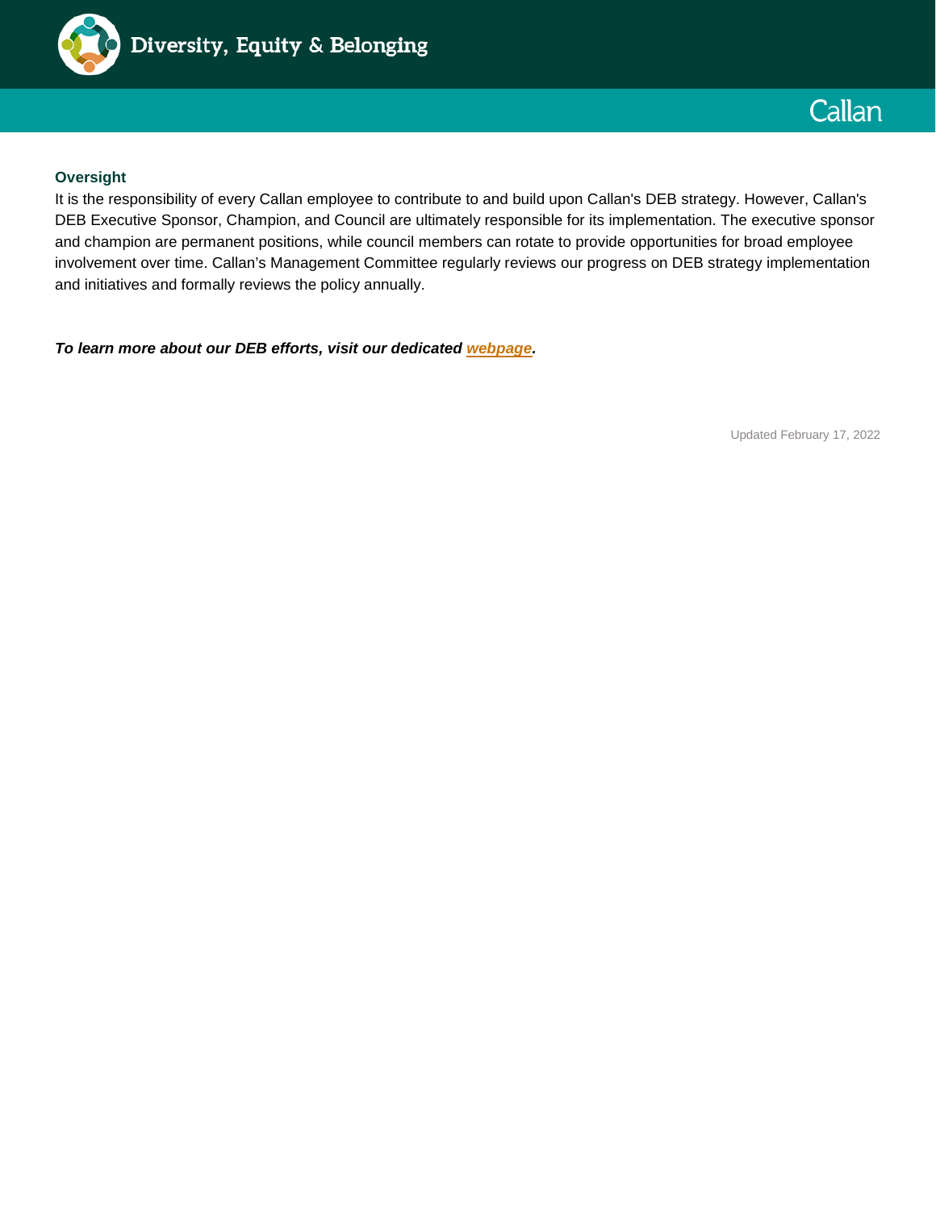## Oversight

It is the responsibility of every Callan employee to contribute to and build upon Callan's DEB strategy. However, Callan's DEB Executive Sponsor, Champion, and Council are ultimately responsible for its implementation. The executive sponsor and champion are permanent positions, while council members can rotate to provide opportunities for broad employee involvement over time. Callan's Management Committee regularly reviews our progress on DEB strategy implementation and initiatives and formally reviews the policy annually.

***To learn more about our DEB efforts, visit our dedicated webpage.***

Updated February 17, 2022